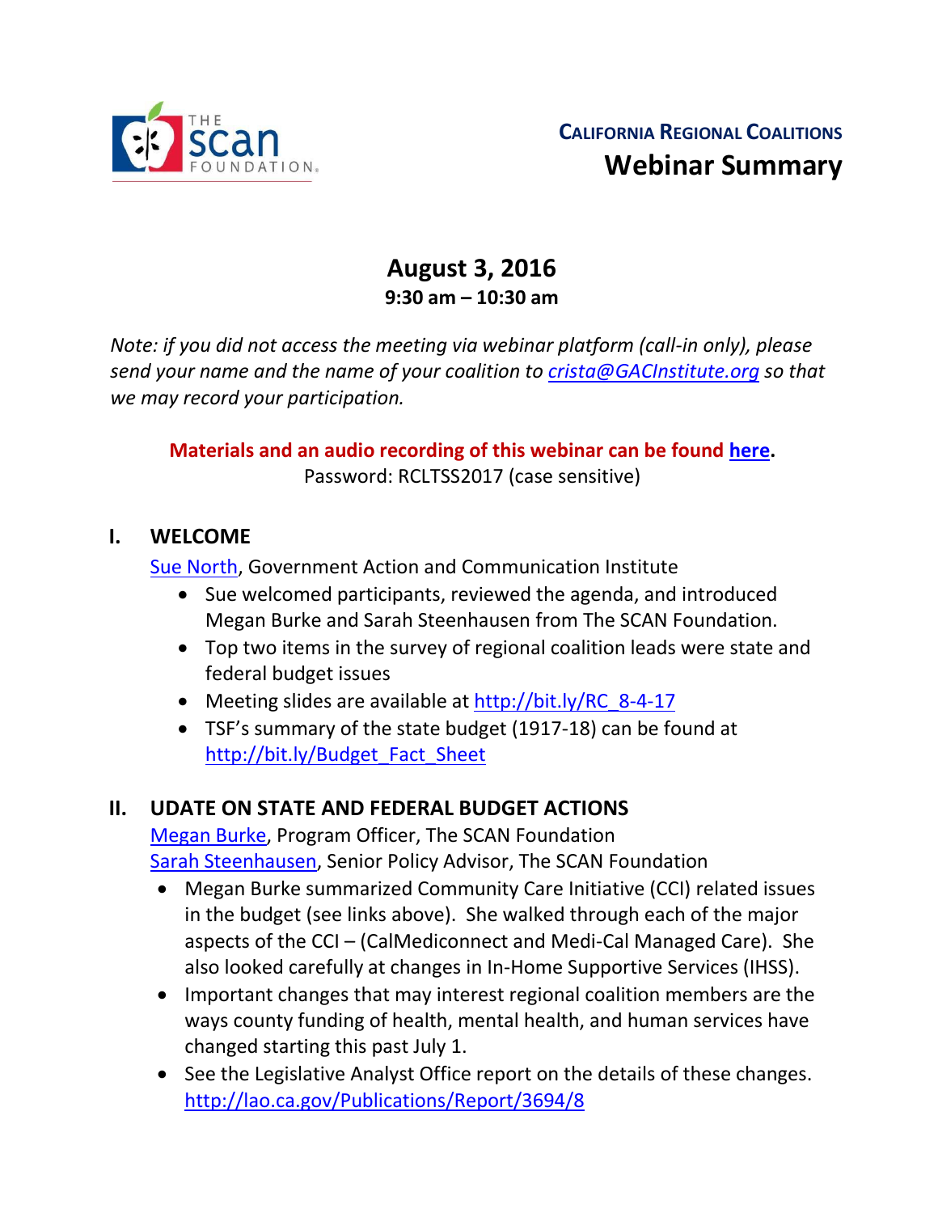THE SCAN FOUNDATION

**CALIFORNIA REGIONAL COALITIONS**

# Webinar Summary

## August 3, 2016

**9:30 am – 10:30 am**

*Note: if you did not access the meeting via webinar platform (call-in only), please send your name and the name of your coalition to crista@GACInstitute.org so that we may record your participation.*

**Materials and an audio recording of this webinar can be found here.**
Password: RCLTSS2017 (case sensitive)

## I. WELCOME

Sue North, Government Action and Communication Institute

- Sue welcomed participants, reviewed the agenda, and introduced Megan Burke and Sarah Steenhausen from The SCAN Foundation.
- Top two items in the survey of regional coalition leads were state and federal budget issues
- Meeting slides are available at http://bit.ly/RC_8-4-17
- TSF's summary of the state budget (1917-18) can be found at http://bit.ly/Budget_Fact_Sheet

## II. UDATE ON STATE AND FEDERAL BUDGET ACTIONS

Megan Burke, Program Officer, The SCAN Foundation
Sarah Steenhausen, Senior Policy Advisor, The SCAN Foundation

- Megan Burke summarized Community Care Initiative (CCI) related issues in the budget (see links above). She walked through each of the major aspects of the CCI – (CalMediconnect and Medi-Cal Managed Care). She also looked carefully at changes in In-Home Supportive Services (IHSS).
- Important changes that may interest regional coalition members are the ways county funding of health, mental health, and human services have changed starting this past July 1.
- See the Legislative Analyst Office report on the details of these changes. http://lao.ca.gov/Publications/Report/3694/8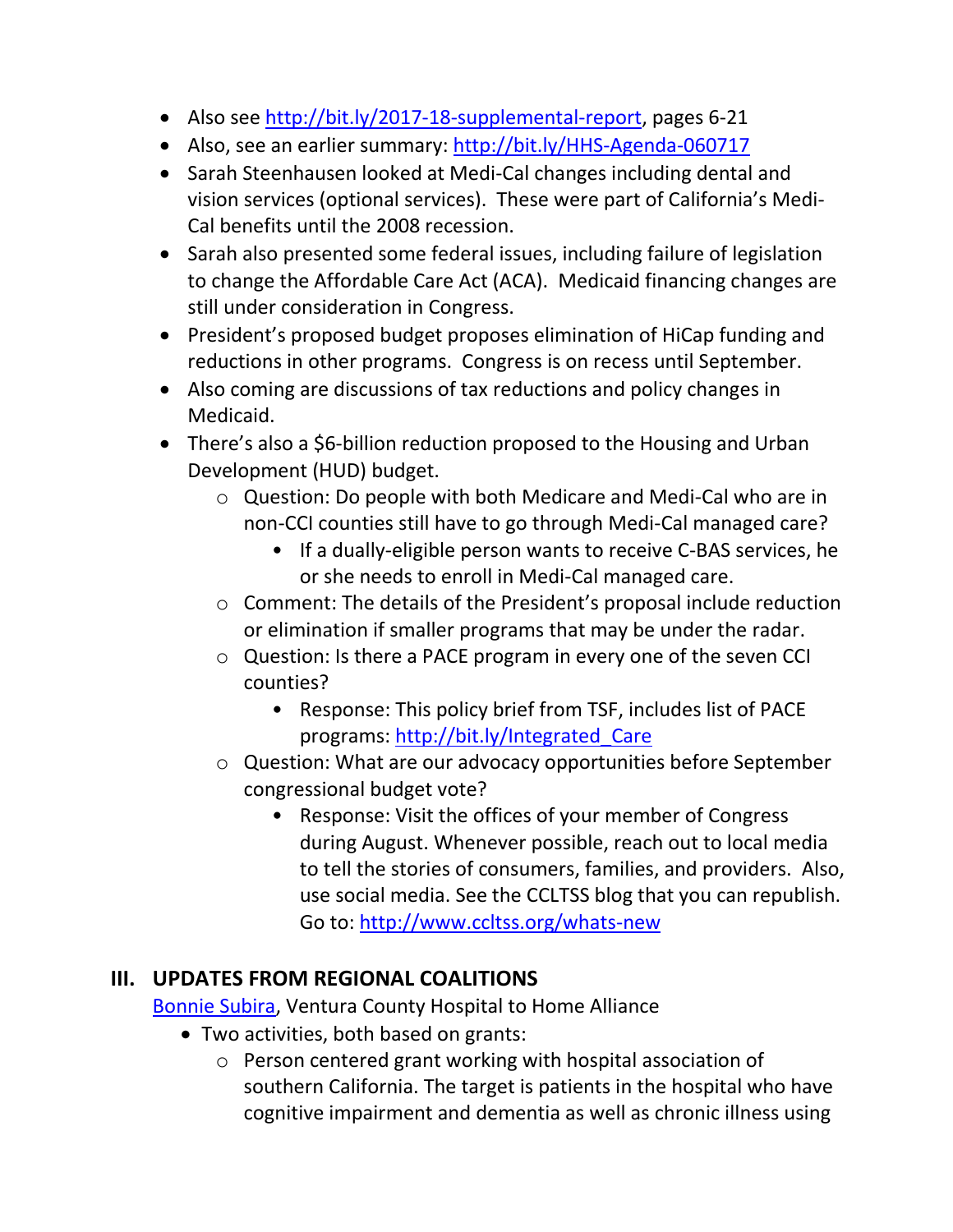- Also see [http://bit.ly/2017-18-supplemental-report](http://bit.ly/2017-18-supplemental-report), pages 6-21
- Also, see an earlier summary: [http://bit.ly/HHS-Agenda-060717](http://bit.ly/HHS-Agenda-060717)
- Sarah Steenhausen looked at Medi-Cal changes including dental and vision services (optional services). These were part of California's Medi-Cal benefits until the 2008 recession.
- Sarah also presented some federal issues, including failure of legislation to change the Affordable Care Act (ACA). Medicaid financing changes are still under consideration in Congress.
- President's proposed budget proposes elimination of HiCap funding and reductions in other programs. Congress is on recess until September.
- Also coming are discussions of tax reductions and policy changes in Medicaid.
- There's also a $6-billion reduction proposed to the Housing and Urban Development (HUD) budget.
  - Question: Do people with both Medicare and Medi-Cal who are in non-CCI counties still have to go through Medi-Cal managed care?
    - If a dually-eligible person wants to receive C-BAS services, he or she needs to enroll in Medi-Cal managed care.
  - Comment: The details of the President's proposal include reduction or elimination if smaller programs that may be under the radar.
  - Question: Is there a PACE program in every one of the seven CCI counties?
    - Response: This policy brief from TSF, includes list of PACE programs: [http://bit.ly/Integrated_Care](http://bit.ly/Integrated_Care)
  - Question: What are our advocacy opportunities before September congressional budget vote?
    - Response: Visit the offices of your member of Congress during August. Whenever possible, reach out to local media to tell the stories of consumers, families, and providers. Also, use social media. See the CCLTSS blog that you can republish. Go to: [http://www.ccltss.org/whats-new](http://www.ccltss.org/whats-new)

## III. UPDATES FROM REGIONAL COALITIONS

[Bonnie Subira](), Ventura County Hospital to Home Alliance

- Two activities, both based on grants:
  - Person centered grant working with hospital association of southern California. The target is patients in the hospital who have cognitive impairment and dementia as well as chronic illness using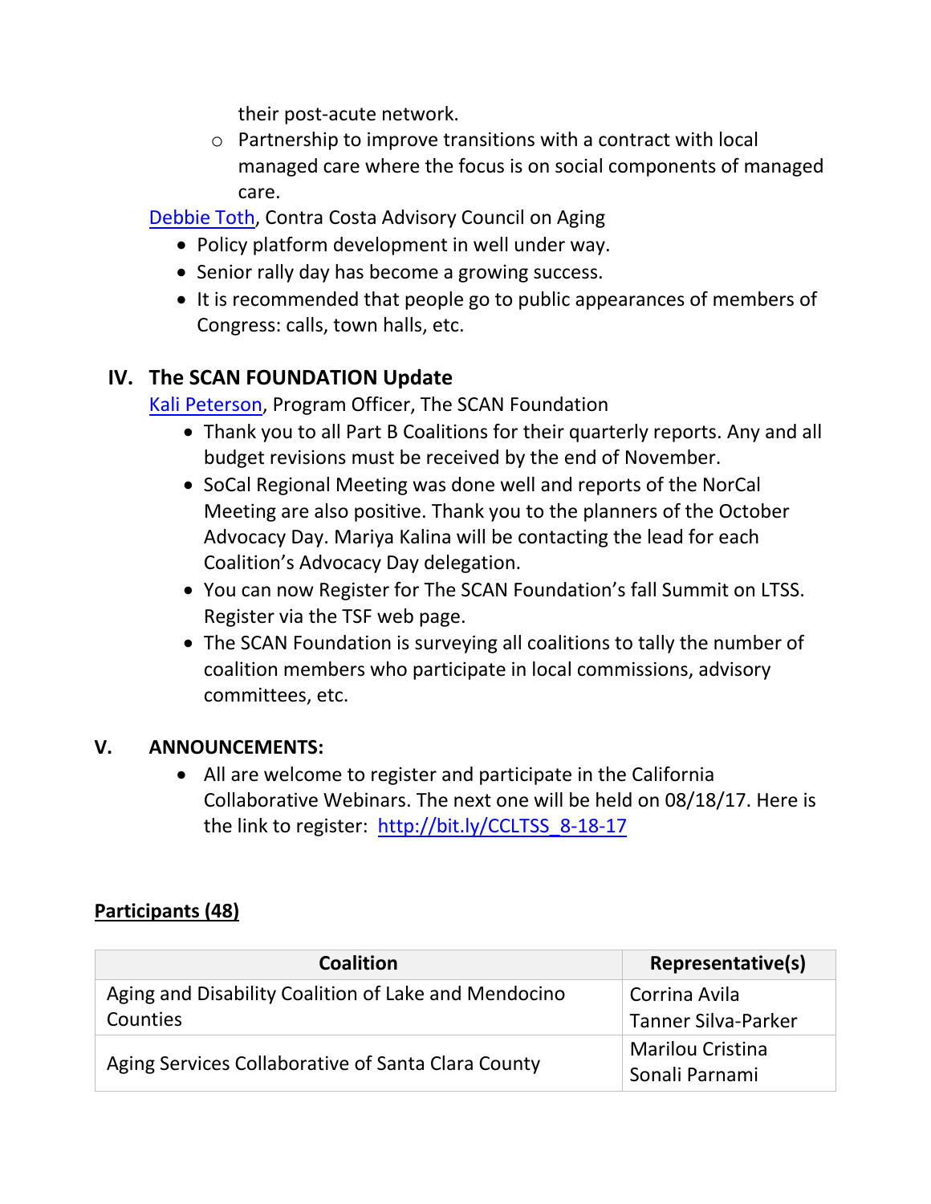their post-acute network.
  - Partnership to improve transitions with a contract with local managed care where the focus is on social components of managed care.

[Debbie Toth](), Contra Costa Advisory Council on Aging

- Policy platform development in well under way.
- Senior rally day has become a growing success.
- It is recommended that people go to public appearances of members of Congress: calls, town halls, etc.

## IV. The SCAN FOUNDATION Update

[Kali Peterson](), Program Officer, The SCAN Foundation

- Thank you to all Part B Coalitions for their quarterly reports. Any and all budget revisions must be received by the end of November.
- SoCal Regional Meeting was done well and reports of the NorCal Meeting are also positive. Thank you to the planners of the October Advocacy Day. Mariya Kalina will be contacting the lead for each Coalition's Advocacy Day delegation.
- You can now Register for The SCAN Foundation's fall Summit on LTSS. Register via the TSF web page.
- The SCAN Foundation is surveying all coalitions to tally the number of coalition members who participate in local commissions, advisory committees, etc.

## V. ANNOUNCEMENTS:

- All are welcome to register and participate in the California Collaborative Webinars. The next one will be held on 08/18/17. Here is the link to register: [http://bit.ly/CCLTSS_8-18-17](http://bit.ly/CCLTSS_8-18-17)

**Participants (48)**

| Coalition | Representative(s) |
|---|---|
| Aging and Disability Coalition of Lake and Mendocino Counties | Corrina Avila<br>Tanner Silva-Parker |
| Aging Services Collaborative of Santa Clara County | Marilou Cristina<br>Sonali Parnami |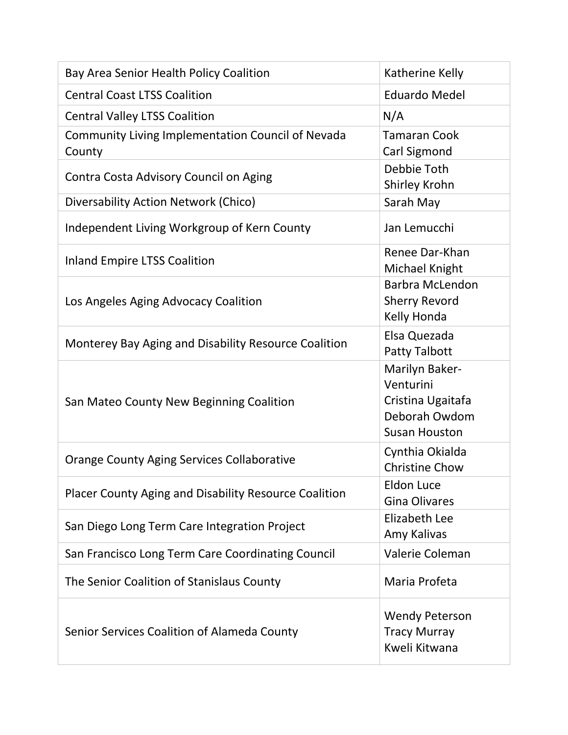| Bay Area Senior Health Policy Coalition | Katherine Kelly |
| --- | --- |
| Central Coast LTSS Coalition | Eduardo Medel |
| Central Valley LTSS Coalition | N/A |
| Community Living Implementation Council of Nevada County | Tamaran Cook<br>Carl Sigmond |
| Contra Costa Advisory Council on Aging | Debbie Toth<br>Shirley Krohn |
| Diversability Action Network (Chico) | Sarah May |
| Independent Living Workgroup of Kern County | Jan Lemucchi |
| Inland Empire LTSS Coalition | Renee Dar-Khan<br>Michael Knight |
| Los Angeles Aging Advocacy Coalition | Barbra McLendon<br>Sherry Revord<br>Kelly Honda |
| Monterey Bay Aging and Disability Resource Coalition | Elsa Quezada<br>Patty Talbott |
| San Mateo County New Beginning Coalition | Marilyn Baker-Venturini<br>Cristina Ugaitafa<br>Deborah Owdom<br>Susan Houston |
| Orange County Aging Services Collaborative | Cynthia Okialda<br>Christine Chow |
| Placer County Aging and Disability Resource Coalition | Eldon Luce<br>Gina Olivares |
| San Diego Long Term Care Integration Project | Elizabeth Lee<br>Amy Kalivas |
| San Francisco Long Term Care Coordinating Council | Valerie Coleman |
| The Senior Coalition of Stanislaus County | Maria Profeta |
| Senior Services Coalition of Alameda County | Wendy Peterson<br>Tracy Murray<br>Kweli Kitwana |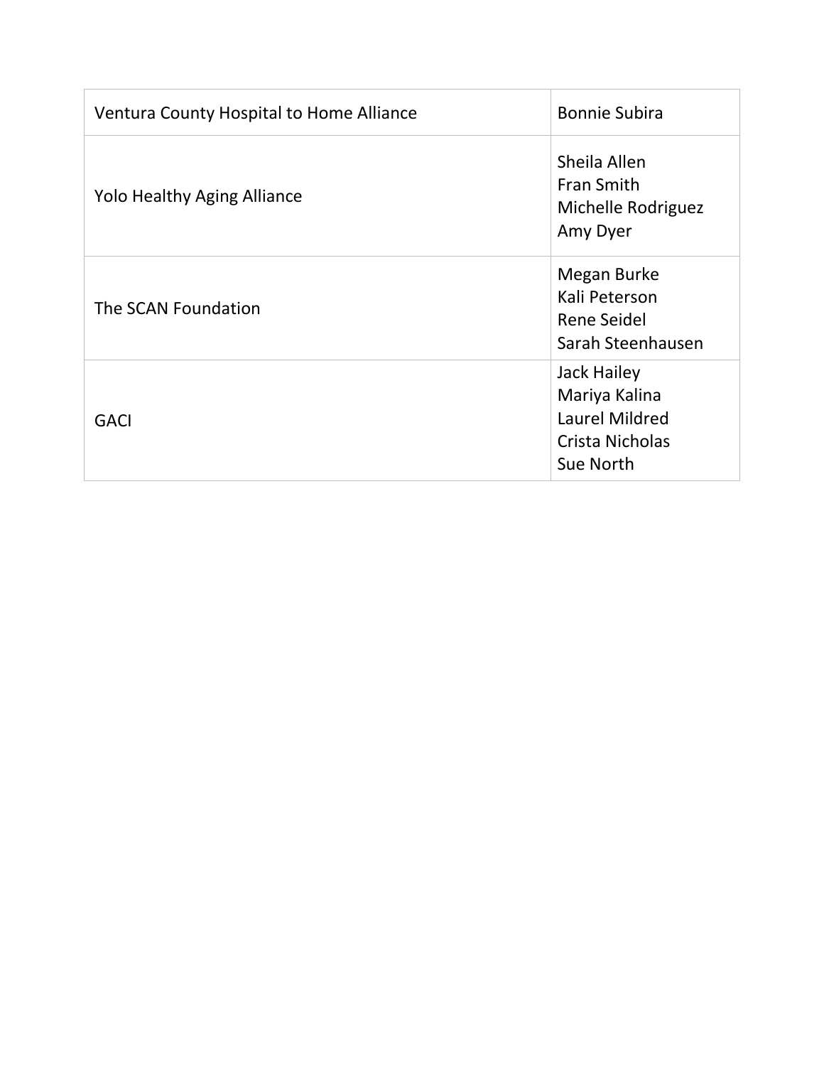| | |
|---|---|
| Ventura County Hospital to Home Alliance | Bonnie Subira |
| Yolo Healthy Aging Alliance | Sheila Allen<br>Fran Smith<br>Michelle Rodriguez<br>Amy Dyer |
| The SCAN Foundation | Megan Burke<br>Kali Peterson<br>Rene Seidel<br>Sarah Steenhausen |
| GACI | Jack Hailey<br>Mariya Kalina<br>Laurel Mildred<br>Crista Nicholas<br>Sue North |